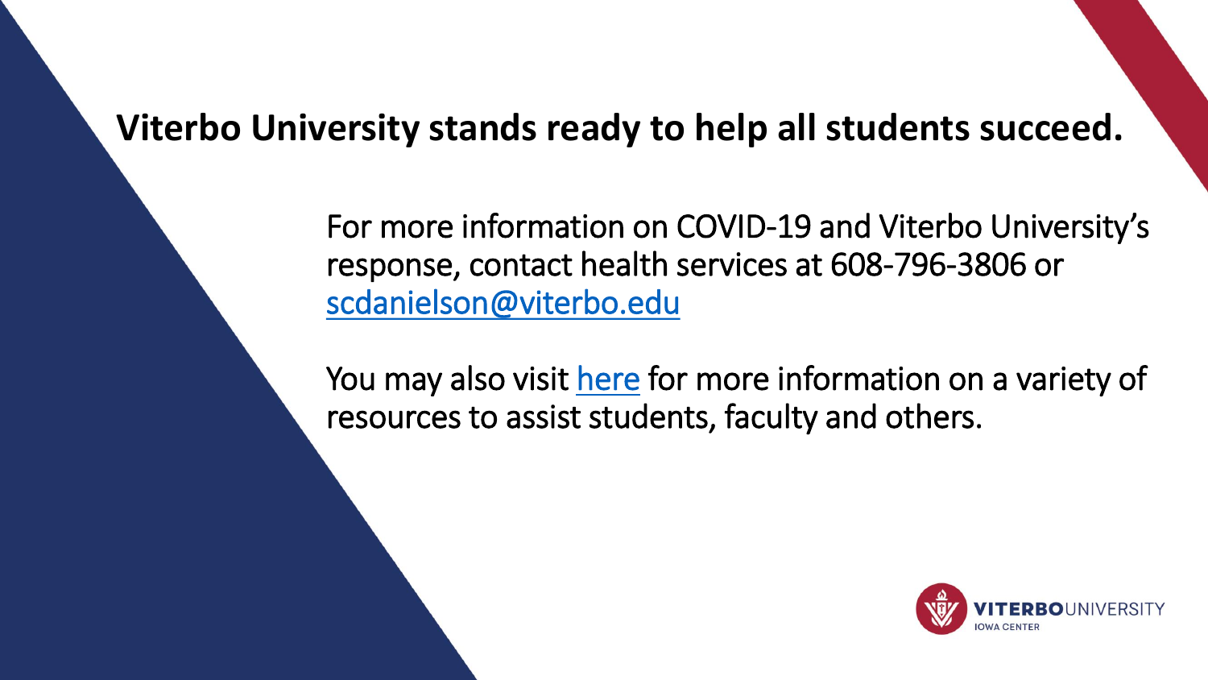**Viterbo University stands ready to help all students succeed.**

For more information on COVID-19 and Viterbo University's response, contact health services at 608-796-3806 or scdanielson@viterbo.edu

You may also visit here for more information on a variety of resources to assist students, faculty and others.

VITERBOUNIVERSITY
IOWA CENTER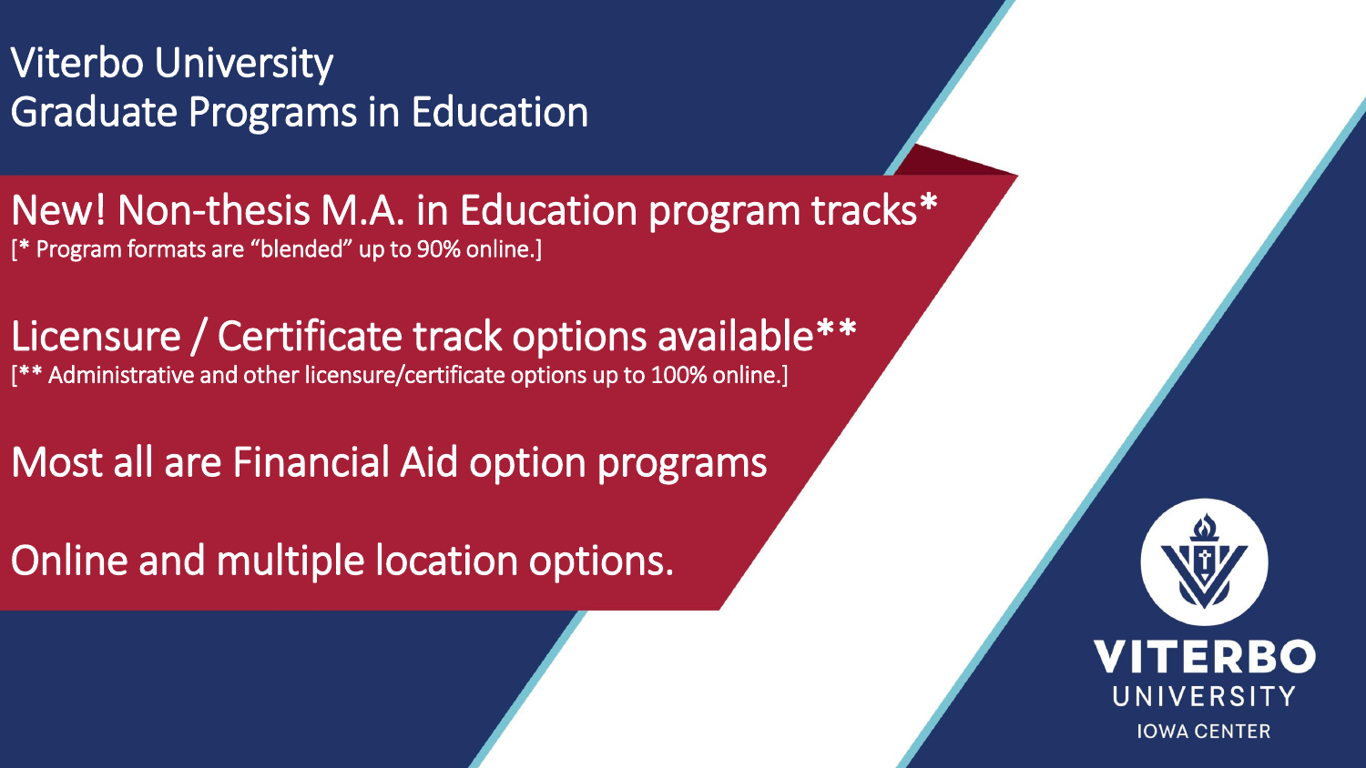# Viterbo University
# Graduate Programs in Education

## New! Non-thesis M.A. in Education program tracks*

[* Program formats are "blended" up to 90% online.]

## Licensure / Certificate track options available**

[** Administrative and other licensure/certificate options up to 100% online.]

## Most all are Financial Aid option programs

## Online and multiple location options.

VITERBO UNIVERSITY
IOWA CENTER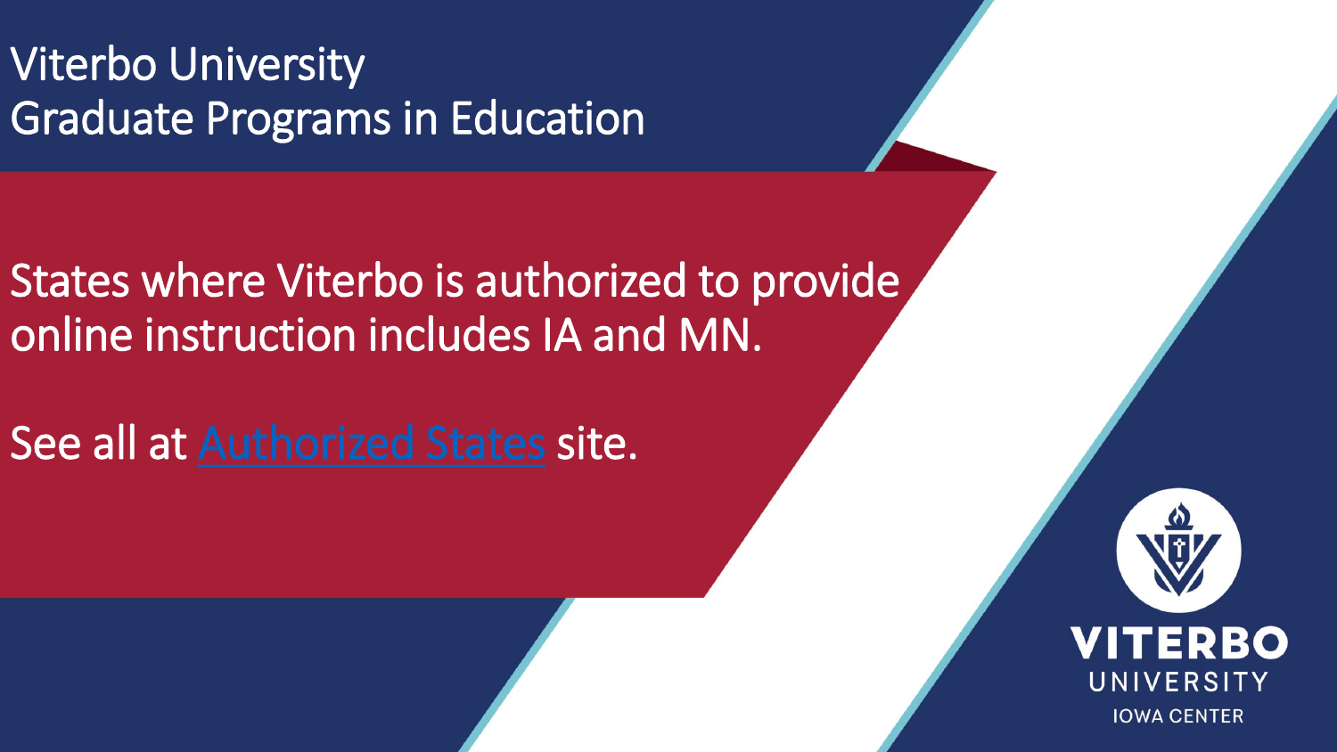# Viterbo University
# Graduate Programs in Education

States where Viterbo is authorized to provide online instruction includes IA and MN.

See all at Authorized States site.

VITERBO UNIVERSITY
IOWA CENTER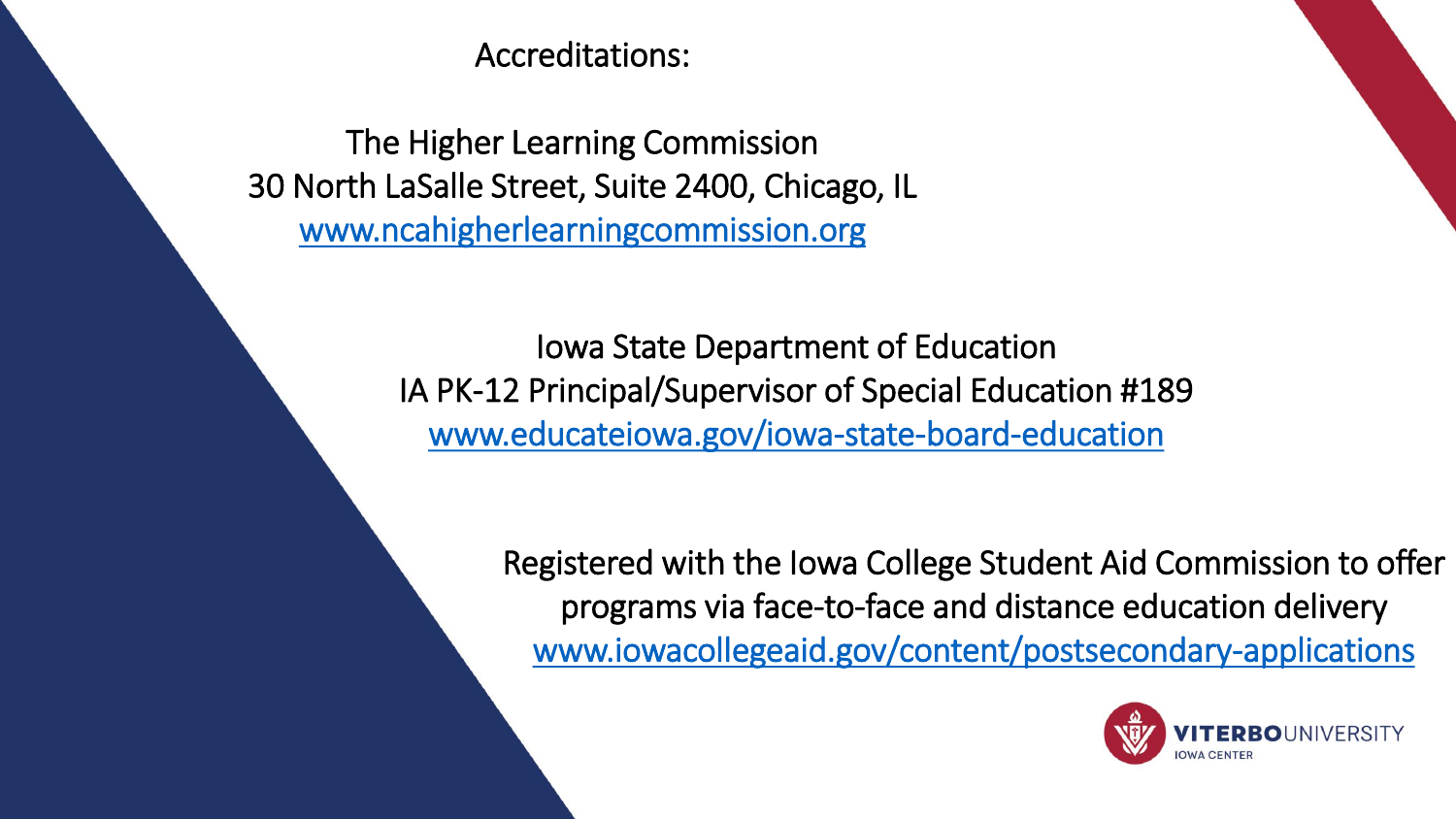Accreditations:

The Higher Learning Commission
30 North LaSalle Street, Suite 2400, Chicago, IL
www.ncahigherlearningcommission.org

Iowa State Department of Education
IA PK-12 Principal/Supervisor of Special Education #189
www.educateiowa.gov/iowa-state-board-education

Registered with the Iowa College Student Aid Commission to offer programs via face-to-face and distance education delivery
www.iowacollegeaid.gov/content/postsecondary-applications

VITERBO UNIVERSITY
IOWA CENTER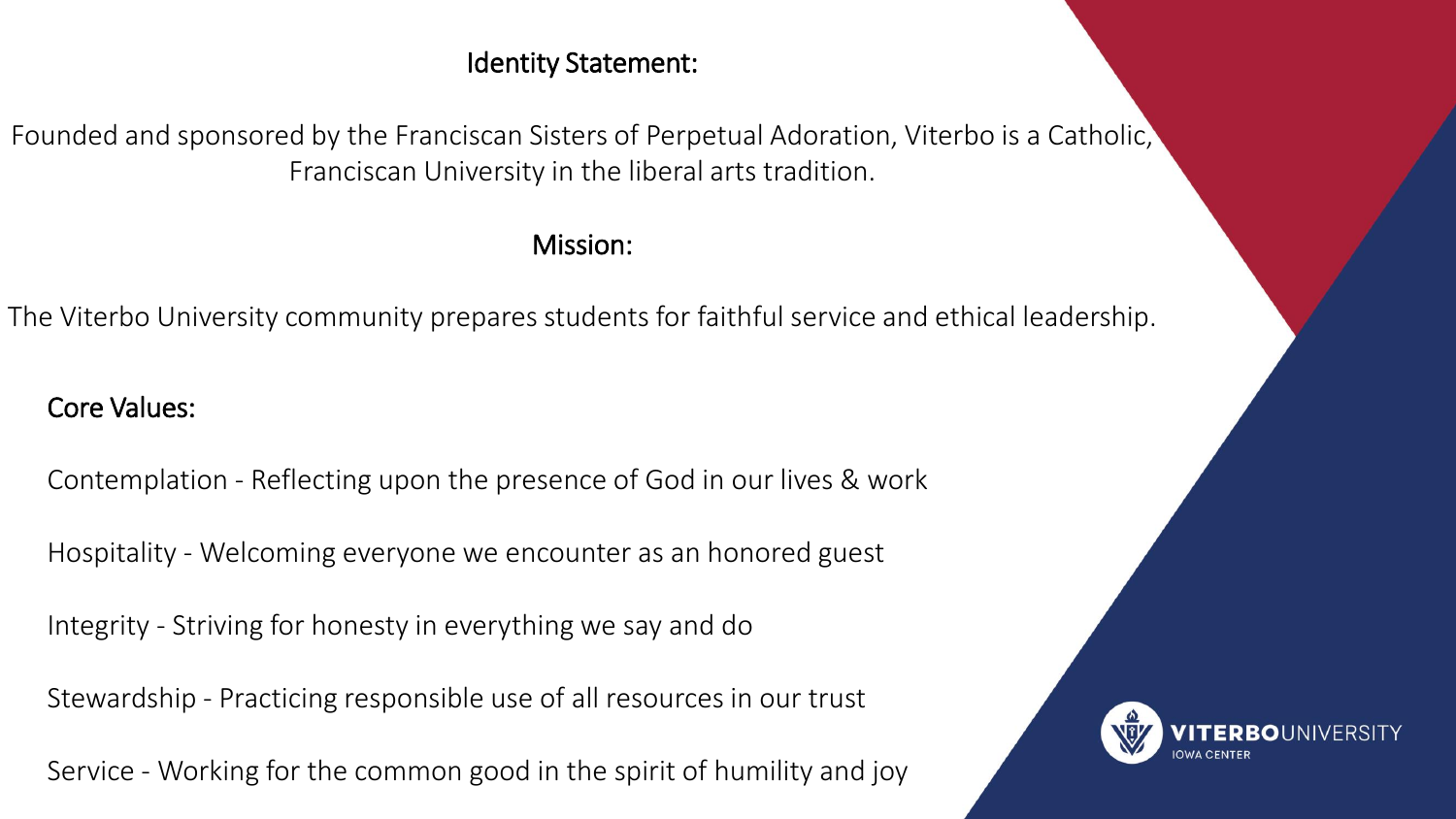## Identity Statement:

Founded and sponsored by the Franciscan Sisters of Perpetual Adoration, Viterbo is a Catholic, Franciscan University in the liberal arts tradition.

## Mission:

The Viterbo University community prepares students for faithful service and ethical leadership.

## Core Values:

Contemplation - Reflecting upon the presence of God in our lives & work

Hospitality - Welcoming everyone we encounter as an honored guest

Integrity - Striving for honesty in everything we say and do

Stewardship - Practicing responsible use of all resources in our trust

Service - Working for the common good in the spirit of humility and joy

VITERBO UNIVERSITY
IOWA CENTER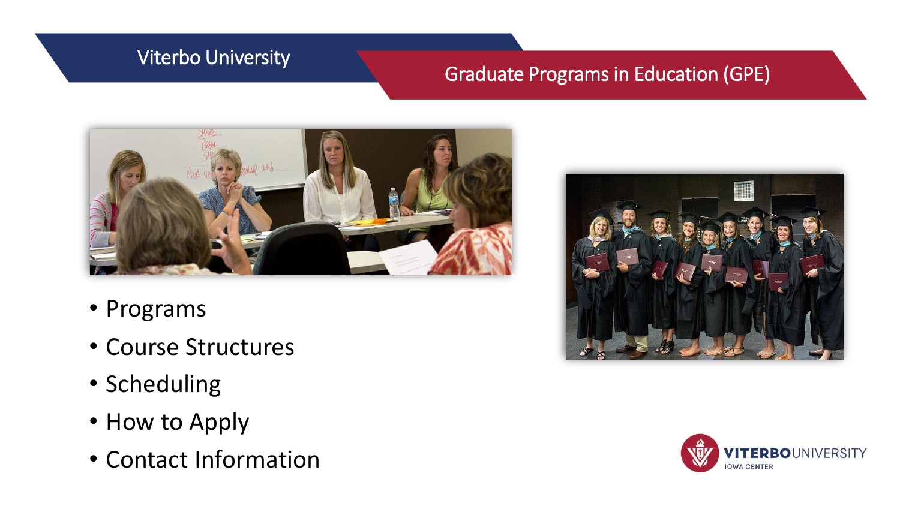Viterbo University

# Graduate Programs in Education (GPE)

- Programs
- Course Structures
- Scheduling
- How to Apply
- Contact Information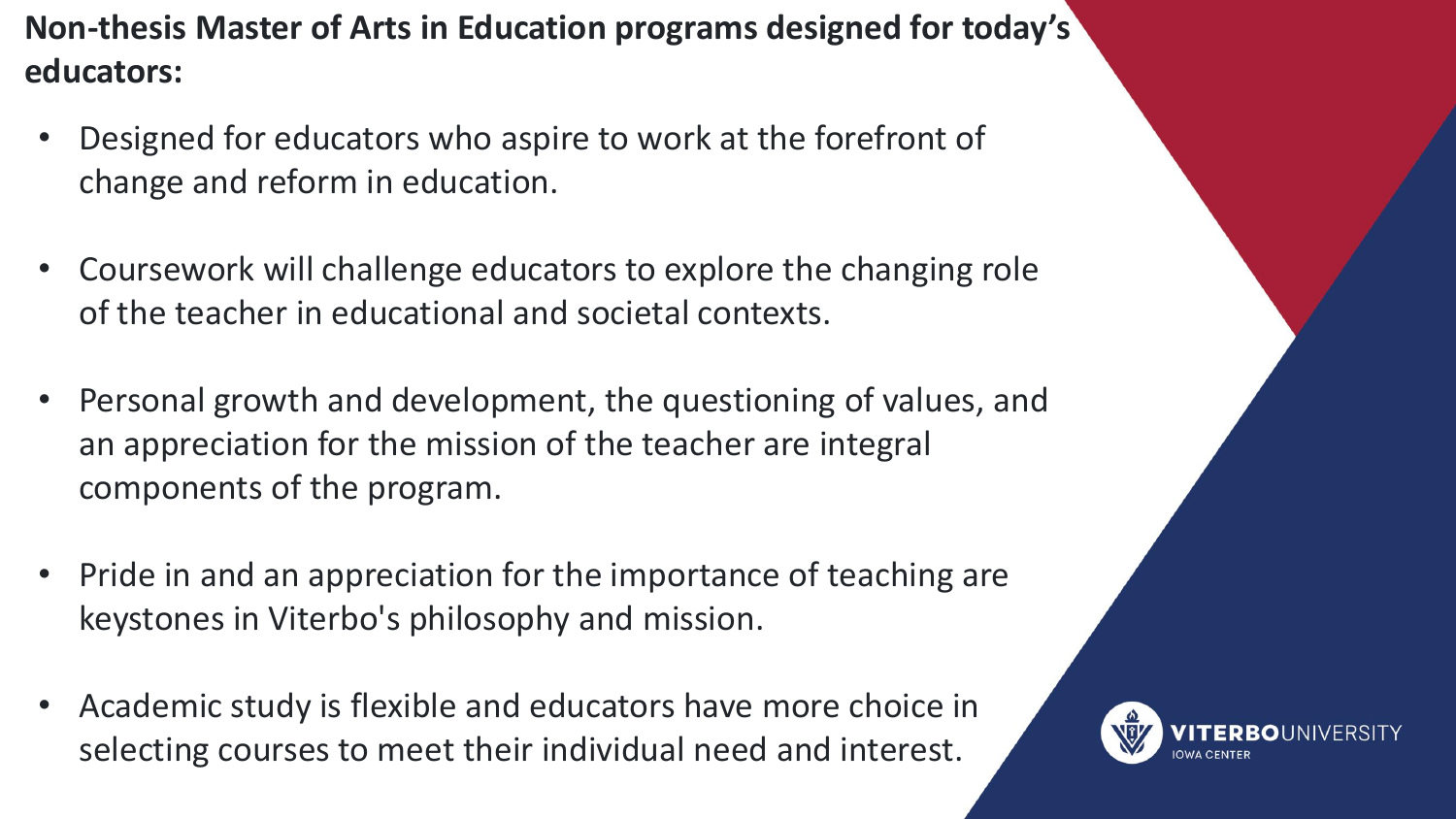**Non-thesis Master of Arts in Education programs designed for today's educators:**

- Designed for educators who aspire to work at the forefront of change and reform in education.
- Coursework will challenge educators to explore the changing role of the teacher in educational and societal contexts.
- Personal growth and development, the questioning of values, and an appreciation for the mission of the teacher are integral components of the program.
- Pride in and an appreciation for the importance of teaching are keystones in Viterbo's philosophy and mission.
- Academic study is flexible and educators have more choice in selecting courses to meet their individual need and interest.

VITERBO UNIVERSITY
IOWA CENTER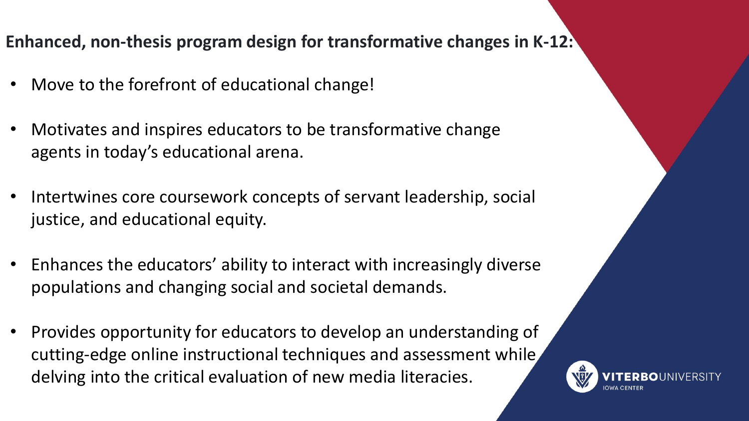**Enhanced, non-thesis program design for transformative changes in K-12:**

- Move to the forefront of educational change!
- Motivates and inspires educators to be transformative change agents in today's educational arena.
- Intertwines core coursework concepts of servant leadership, social justice, and educational equity.
- Enhances the educators' ability to interact with increasingly diverse populations and changing social and societal demands.
- Provides opportunity for educators to develop an understanding of cutting-edge online instructional techniques and assessment while delving into the critical evaluation of new media literacies.

VITERBO UNIVERSITY IOWA CENTER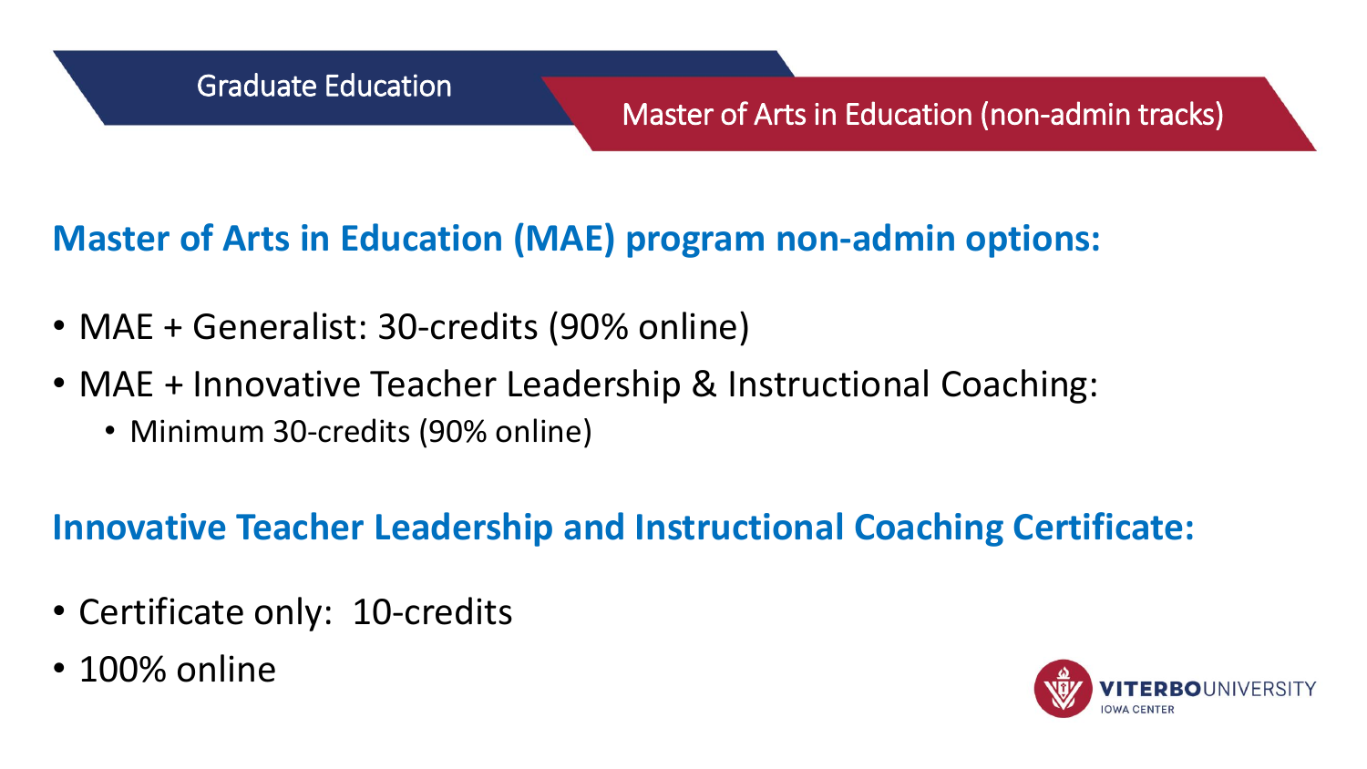Graduate Education

Master of Arts in Education (non-admin tracks)

## Master of Arts in Education (MAE) program non-admin options:

- MAE + Generalist: 30-credits (90% online)
- MAE + Innovative Teacher Leadership & Instructional Coaching:
  - Minimum 30-credits (90% online)

## Innovative Teacher Leadership and Instructional Coaching Certificate:

- Certificate only: 10-credits
- 100% online

VITERBO UNIVERSITY
IOWA CENTER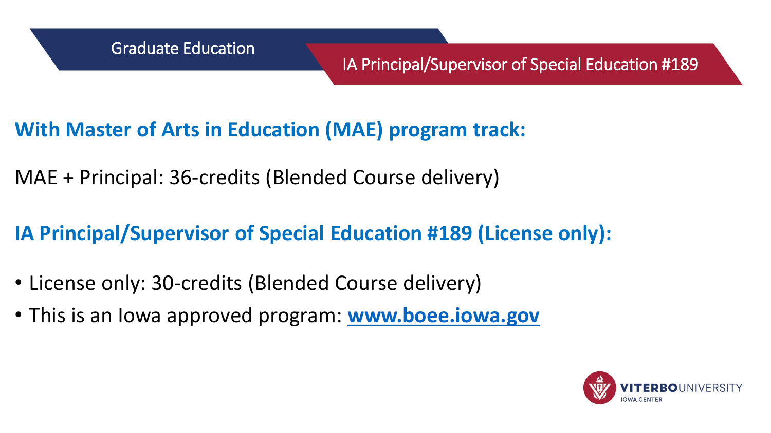Graduate Education

IA Principal/Supervisor of Special Education #189

## With Master of Arts in Education (MAE) program track:

MAE + Principal: 36-credits (Blended Course delivery)

## IA Principal/Supervisor of Special Education #189 (License only):

- License only: 30-credits (Blended Course delivery)
- This is an Iowa approved program: **www.boee.iowa.gov**

VITERBO UNIVERSITY IOWA CENTER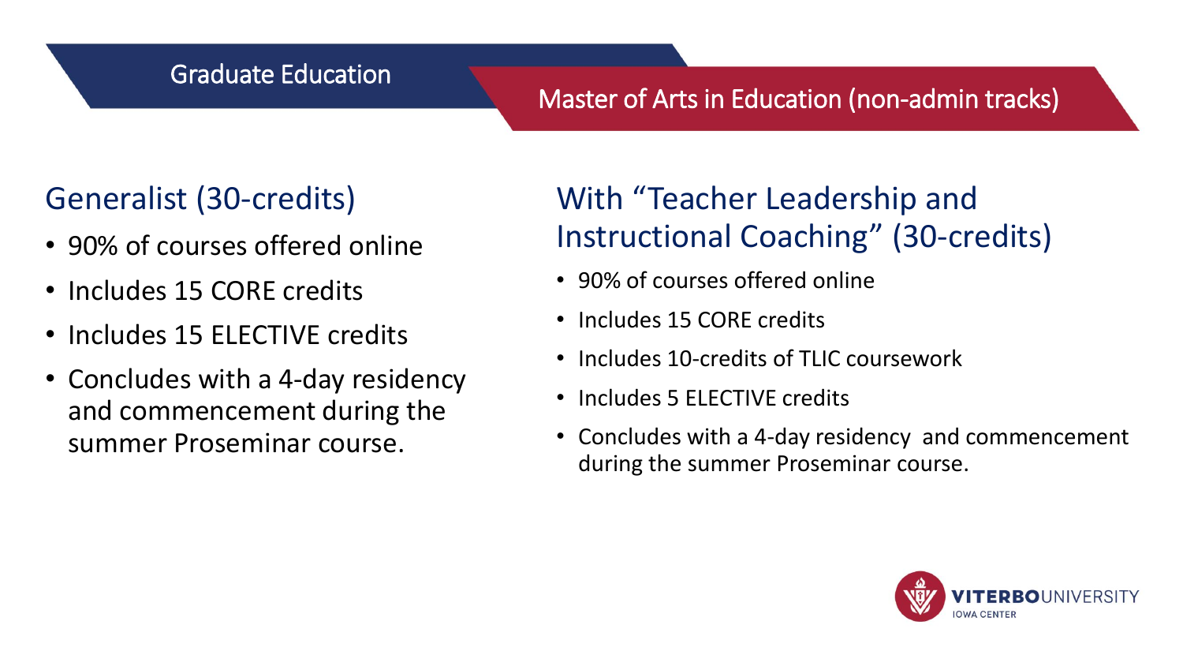# Graduate Education

## Master of Arts in Education (non-admin tracks)

### Generalist (30-credits)

- 90% of courses offered online
- Includes 15 CORE credits
- Includes 15 ELECTIVE credits
- Concludes with a 4-day residency and commencement during the summer Proseminar course.

### With "Teacher Leadership and Instructional Coaching" (30-credits)

- 90% of courses offered online
- Includes 15 CORE credits
- Includes 10-credits of TLIC coursework
- Includes 5 ELECTIVE credits
- Concludes with a 4-day residency and commencement during the summer Proseminar course.

VITERBO UNIVERSITY
IOWA CENTER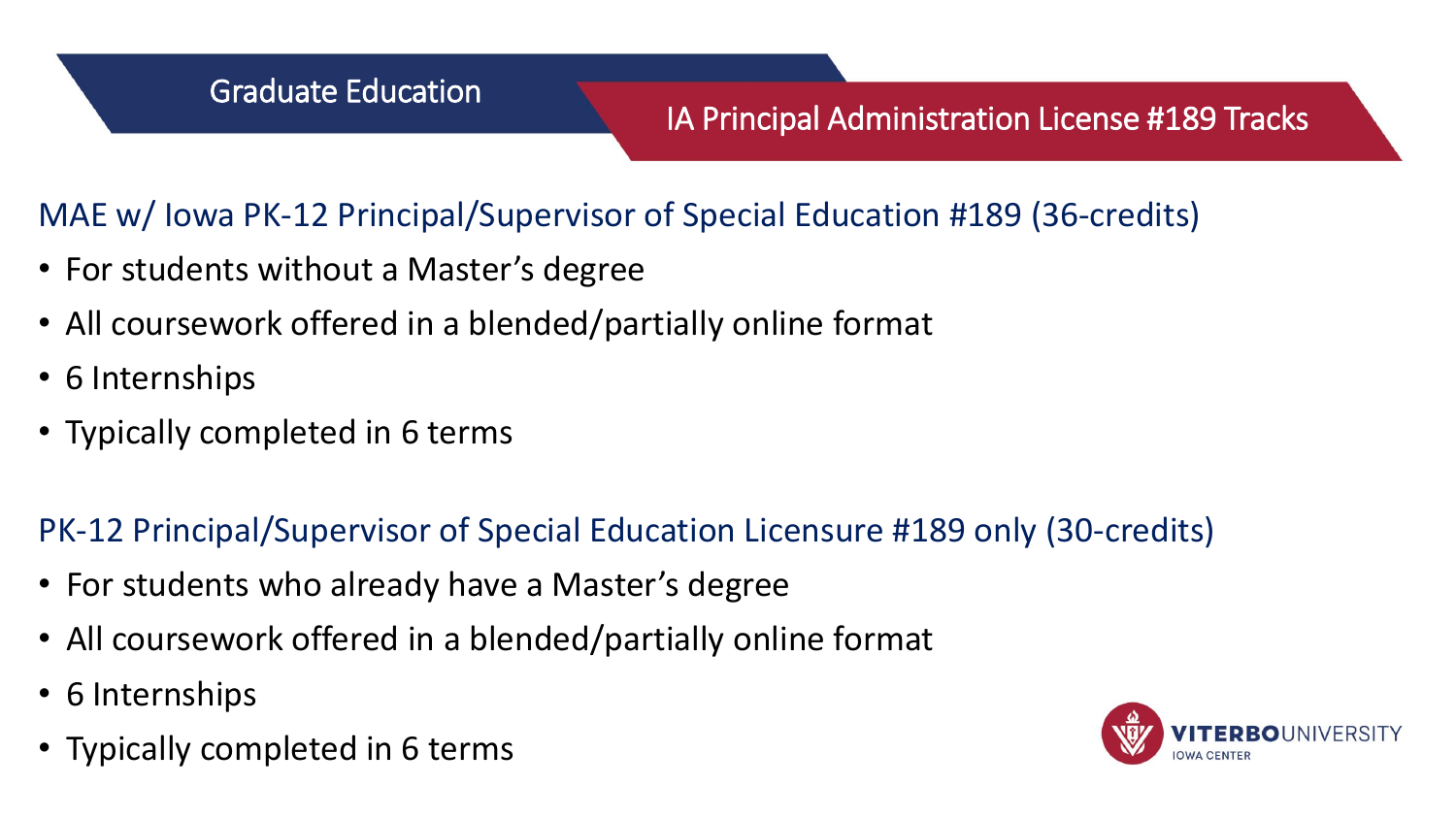Graduate Education

# IA Principal Administration License #189 Tracks

## MAE w/ Iowa PK-12 Principal/Supervisor of Special Education #189 (36-credits)

- For students without a Master's degree
- All coursework offered in a blended/partially online format
- 6 Internships
- Typically completed in 6 terms

## PK-12 Principal/Supervisor of Special Education Licensure #189 only (30-credits)

- For students who already have a Master's degree
- All coursework offered in a blended/partially online format
- 6 Internships
- Typically completed in 6 terms

VITERBO UNIVERSITY
IOWA CENTER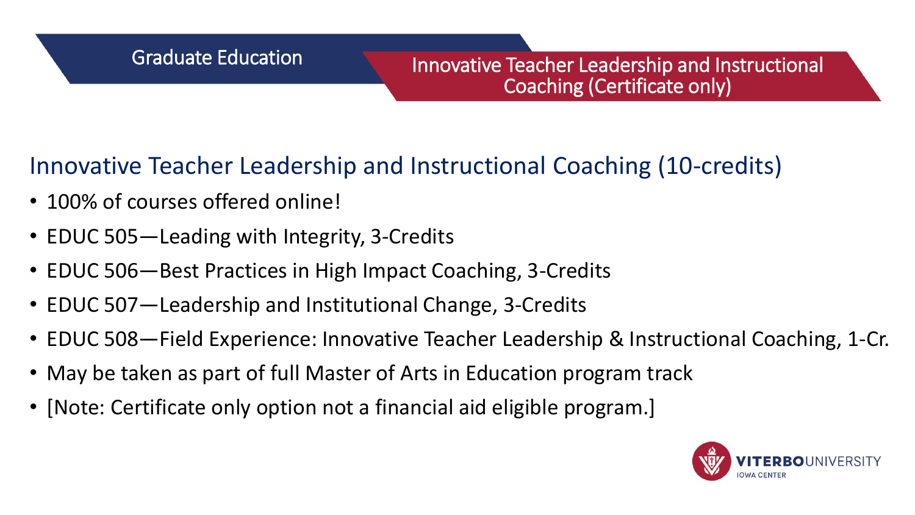Graduate Education

Innovative Teacher Leadership and Instructional Coaching (Certificate only)

## Innovative Teacher Leadership and Instructional Coaching (10-credits)

- 100% of courses offered online!
- EDUC 505—Leading with Integrity, 3-Credits
- EDUC 506—Best Practices in High Impact Coaching, 3-Credits
- EDUC 507—Leadership and Institutional Change, 3-Credits
- EDUC 508—Field Experience: Innovative Teacher Leadership & Instructional Coaching, 1-Cr.
- May be taken as part of full Master of Arts in Education program track
- [Note: Certificate only option not a financial aid eligible program.]

VITERBO UNIVERSITY IOWA CENTER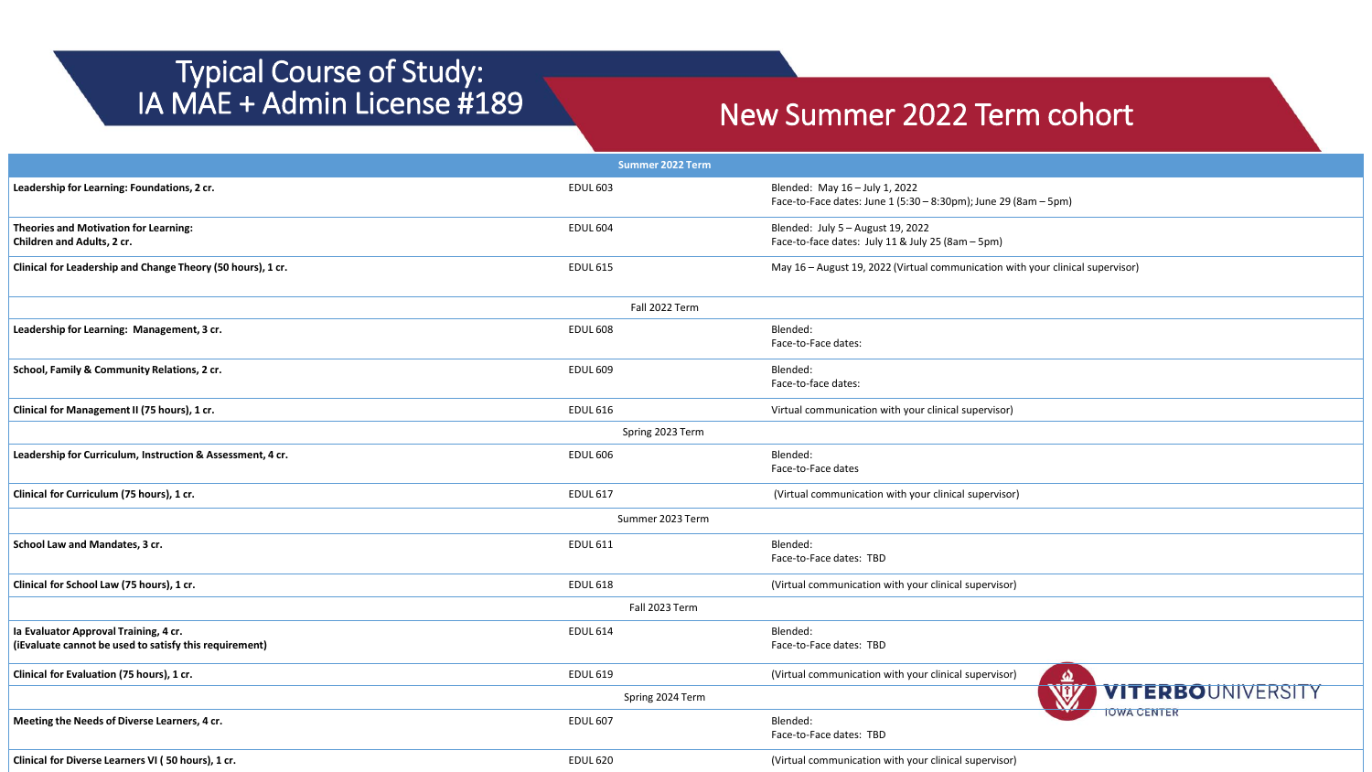# Typical Course of Study: IA MAE + Admin License #189

## New Summer 2022 Term cohort

| Summer 2022 Term | | |
|---|---|---|
| **Leadership for Learning: Foundations, 2 cr.** | EDUL 603 | Blended: May 16 – July 1, 2022<br>Face-to-Face dates: June 1 (5:30 – 8:30pm); June 29 (8am – 5pm) |
| **Theories and Motivation for Learning: Children and Adults, 2 cr.** | EDUL 604 | Blended: July 5 – August 19, 2022<br>Face-to-face dates: July 11 & July 25 (8am – 5pm) |
| **Clinical for Leadership and Change Theory (50 hours), 1 cr.** | EDUL 615 | May 16 – August 19, 2022 (Virtual communication with your clinical supervisor) |
| Fall 2022 Term | | |
| **Leadership for Learning: Management, 3 cr.** | EDUL 608 | Blended:<br>Face-to-Face dates: |
| **School, Family & Community Relations, 2 cr.** | EDUL 609 | Blended:<br>Face-to-face dates: |
| **Clinical for Management II (75 hours), 1 cr.** | EDUL 616 | Virtual communication with your clinical supervisor) |
| Spring 2023 Term | | |
| **Leadership for Curriculum, Instruction & Assessment, 4 cr.** | EDUL 606 | Blended:<br>Face-to-Face dates |
| **Clinical for Curriculum (75 hours), 1 cr.** | EDUL 617 | (Virtual communication with your clinical supervisor) |
| Summer 2023 Term | | |
| **School Law and Mandates, 3 cr.** | EDUL 611 | Blended:<br>Face-to-Face dates: TBD |
| **Clinical for School Law (75 hours), 1 cr.** | EDUL 618 | (Virtual communication with your clinical supervisor) |
| Fall 2023 Term | | |
| **Ia Evaluator Approval Training, 4 cr.<br>(iEvaluate cannot be used to satisfy this requirement)** | EDUL 614 | Blended:<br>Face-to-Face dates: TBD |
| **Clinical for Evaluation (75 hours), 1 cr.** | EDUL 619 | (Virtual communication with your clinical supervisor) |
| Spring 2024 Term | | |
| **Meeting the Needs of Diverse Learners, 4 cr.** | EDUL 607 | Blended:<br>Face-to-Face dates: TBD |
| **Clinical for Diverse Learners VI ( 50 hours), 1 cr.** | EDUL 620 | (Virtual communication with your clinical supervisor) |

VITERBO UNIVERSITY IOWA CENTER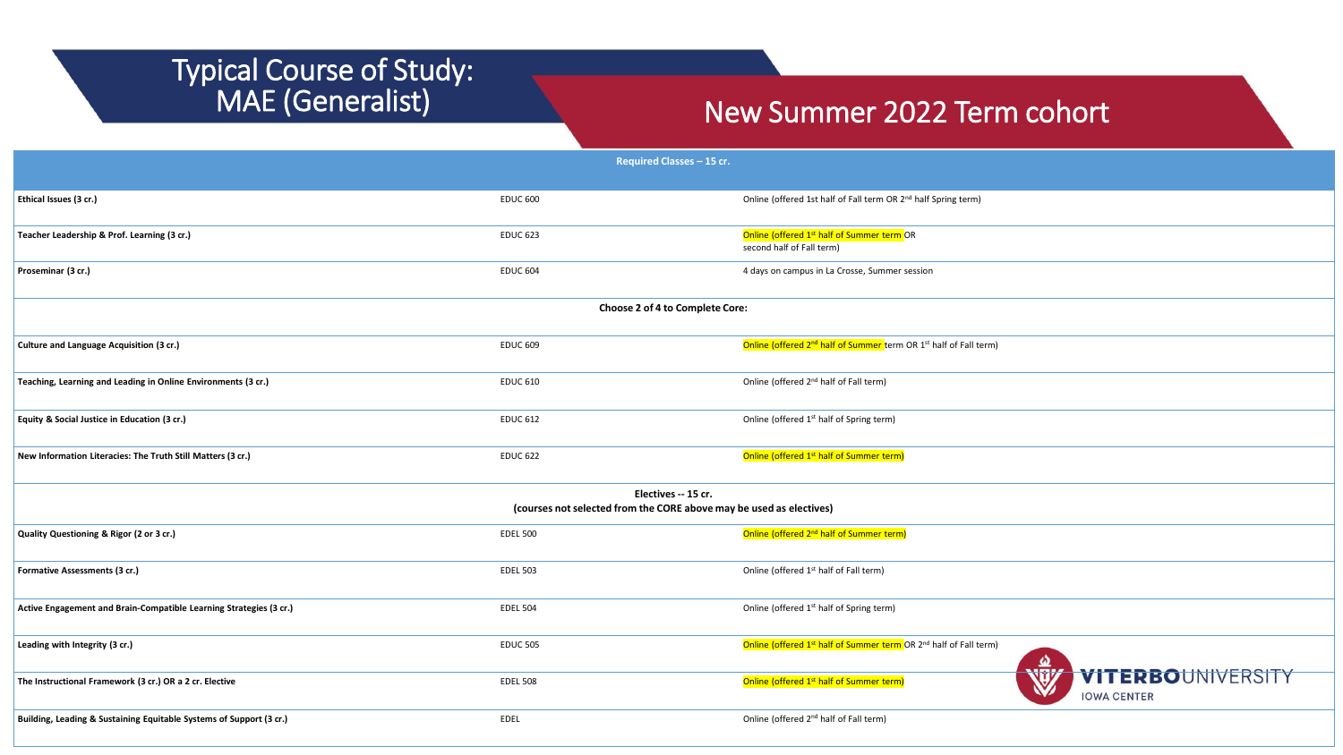# Typical Course of Study: MAE (Generalist)

## New Summer 2022 Term cohort

| Required Classes – 15 cr. | | |
|---|---|---|
| **Ethical Issues (3 cr.)** | EDUC 600 | Online (offered 1st half of Fall term OR 2nd half Spring term) |
| **Teacher Leadership & Prof. Learning (3 cr.)** | EDUC 623 | Online (offered 1st half of Summer term OR second half of Fall term) |
| **Proseminar (3 cr.)** | EDUC 604 | 4 days on campus in La Crosse, Summer session |
| **Choose 2 of 4 to Complete Core:** | | |
| **Culture and Language Acquisition (3 cr.)** | EDUC 609 | Online (offered 2nd half of Summer term OR 1st half of Fall term) |
| **Teaching, Learning and Leading in Online Environments (3 cr.)** | EDUC 610 | Online (offered 2nd half of Fall term) |
| **Equity & Social Justice in Education (3 cr.)** | EDUC 612 | Online (offered 1st half of Spring term) |
| **New Information Literacies: The Truth Still Matters (3 cr.)** | EDUC 622 | Online (offered 1st half of Summer term) |
| **Electives -- 15 cr. (courses not selected from the CORE above may be used as electives)** | | |
| **Quality Questioning & Rigor (2 or 3 cr.)** | EDEL 500 | Online (offered 2nd half of Summer term) |
| **Formative Assessments (3 cr.)** | EDEL 503 | Online (offered 1st half of Fall term) |
| **Active Engagement and Brain-Compatible Learning Strategies (3 cr.)** | EDEL 504 | Online (offered 1st half of Spring term) |
| **Leading with Integrity (3 cr.)** | EDUC 505 | Online (offered 1st half of Summer term OR 2nd half of Fall term) |
| **The Instructional Framework (3 cr.) OR a 2 cr. Elective** | EDEL 508 | Online (offered 1st half of Summer term) |
| **Building, Leading & Sustaining Equitable Systems of Support (3 cr.)** | EDEL | Online (offered 2nd half of Fall term) |

VITERBO UNIVERSITY IOWA CENTER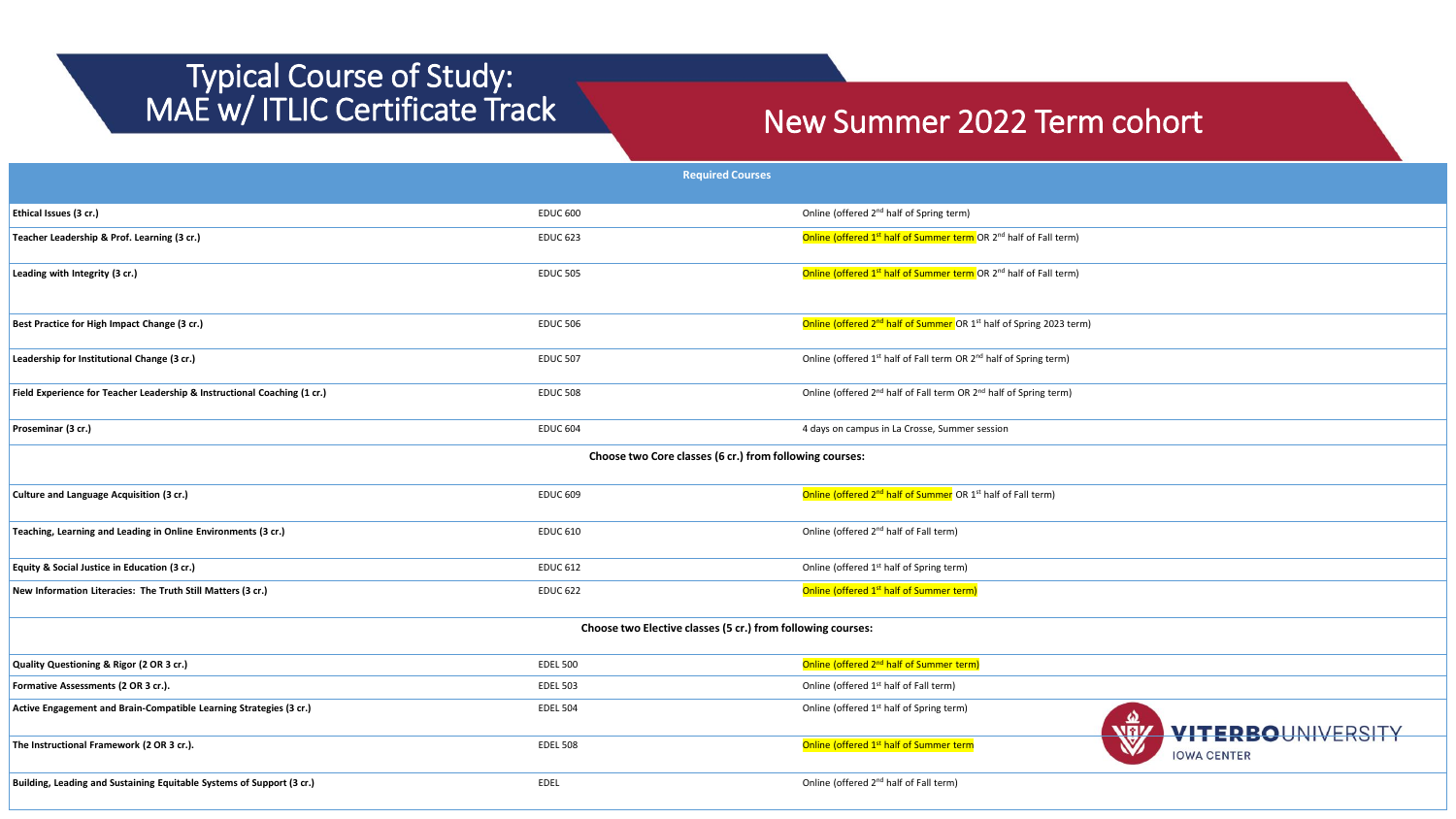# Typical Course of Study: MAE w/ ITLIC Certificate Track

## New Summer 2022 Term cohort

| Required Courses | | |
|---|---|---|
| **Ethical Issues (3 cr.)** | EDUC 600 | Online (offered 2nd half of Spring term) |
| **Teacher Leadership & Prof. Learning (3 cr.)** | EDUC 623 | Online (offered 1st half of Summer term OR 2nd half of Fall term) |
| **Leading with Integrity (3 cr.)** | EDUC 505 | Online (offered 1st half of Summer term OR 2nd half of Fall term) |
| **Best Practice for High Impact Change (3 cr.)** | EDUC 506 | Online (offered 2nd half of Summer OR 1st half of Spring 2023 term) |
| **Leadership for Institutional Change (3 cr.)** | EDUC 507 | Online (offered 1st half of Fall term OR 2nd half of Spring term) |
| **Field Experience for Teacher Leadership & Instructional Coaching (1 cr.)** | EDUC 508 | Online (offered 2nd half of Fall term OR 2nd half of Spring term) |
| **Proseminar (3 cr.)** | EDUC 604 | 4 days on campus in La Crosse, Summer session |
| **Choose two Core classes (6 cr.) from following courses:** | | |
| **Culture and Language Acquisition (3 cr.)** | EDUC 609 | Online (offered 2nd half of Summer OR 1st half of Fall term) |
| **Teaching, Learning and Leading in Online Environments (3 cr.)** | EDUC 610 | Online (offered 2nd half of Fall term) |
| **Equity & Social Justice in Education (3 cr.)** | EDUC 612 | Online (offered 1st half of Spring term) |
| **New Information Literacies: The Truth Still Matters (3 cr.)** | EDUC 622 | Online (offered 1st half of Summer term) |
| **Choose two Elective classes (5 cr.) from following courses:** | | |
| **Quality Questioning & Rigor (2 OR 3 cr.)** | EDEL 500 | Online (offered 2nd half of Summer term) |
| **Formative Assessments (2 OR 3 cr.).** | EDEL 503 | Online (offered 1st half of Fall term) |
| **Active Engagement and Brain-Compatible Learning Strategies (3 cr.)** | EDEL 504 | Online (offered 1st half of Spring term) |
| **The Instructional Framework (2 OR 3 cr.).** | EDEL 508 | Online (offered 1st half of Summer term |
| **Building, Leading and Sustaining Equitable Systems of Support (3 cr.)** | EDEL | Online (offered 2nd half of Fall term) |

VITERBO UNIVERSITY IOWA CENTER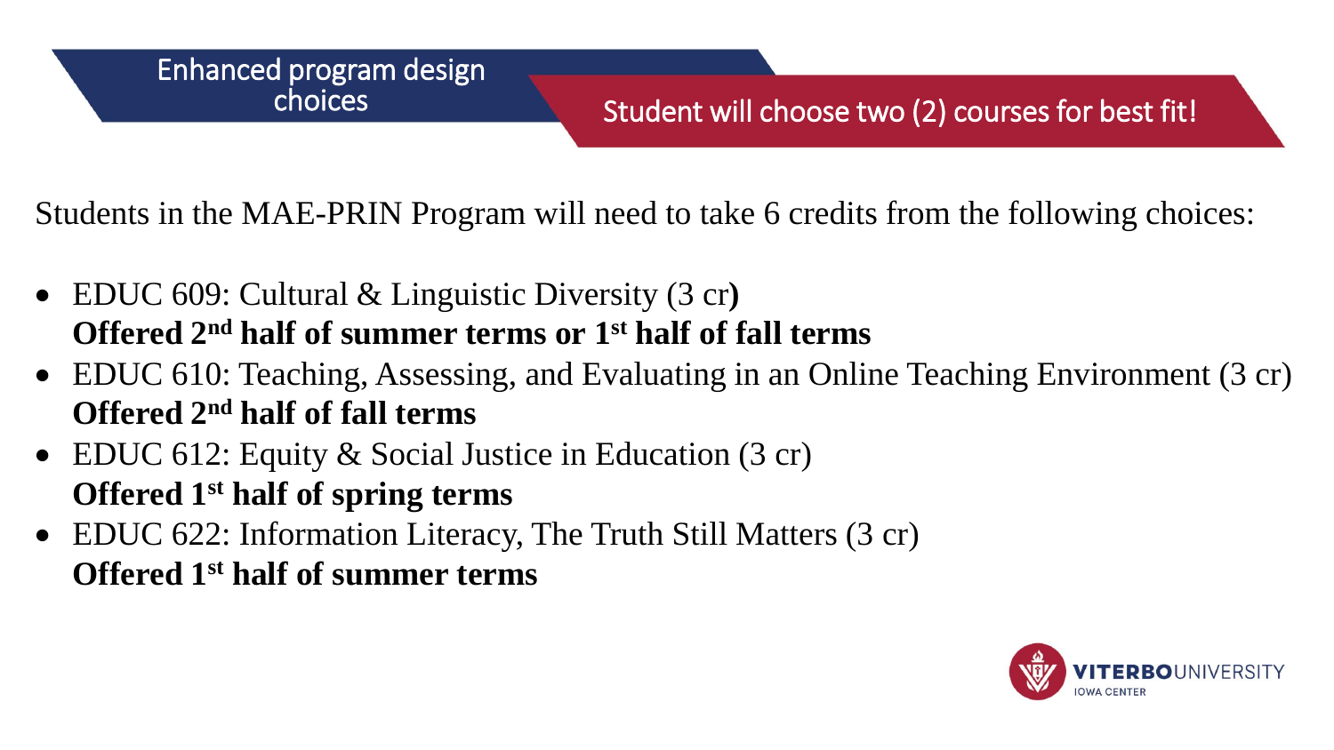## Enhanced program design choices

**Student will choose two (2) courses for best fit!**

Students in the MAE-PRIN Program will need to take 6 credits from the following choices:

- EDUC 609: Cultural & Linguistic Diversity (3 cr)
  **Offered 2nd half of summer terms or 1st half of fall terms**
- EDUC 610: Teaching, Assessing, and Evaluating in an Online Teaching Environment (3 cr)
  **Offered 2nd half of fall terms**
- EDUC 612: Equity & Social Justice in Education (3 cr)
  **Offered 1st half of spring terms**
- EDUC 622: Information Literacy, The Truth Still Matters (3 cr)
  **Offered 1st half of summer terms**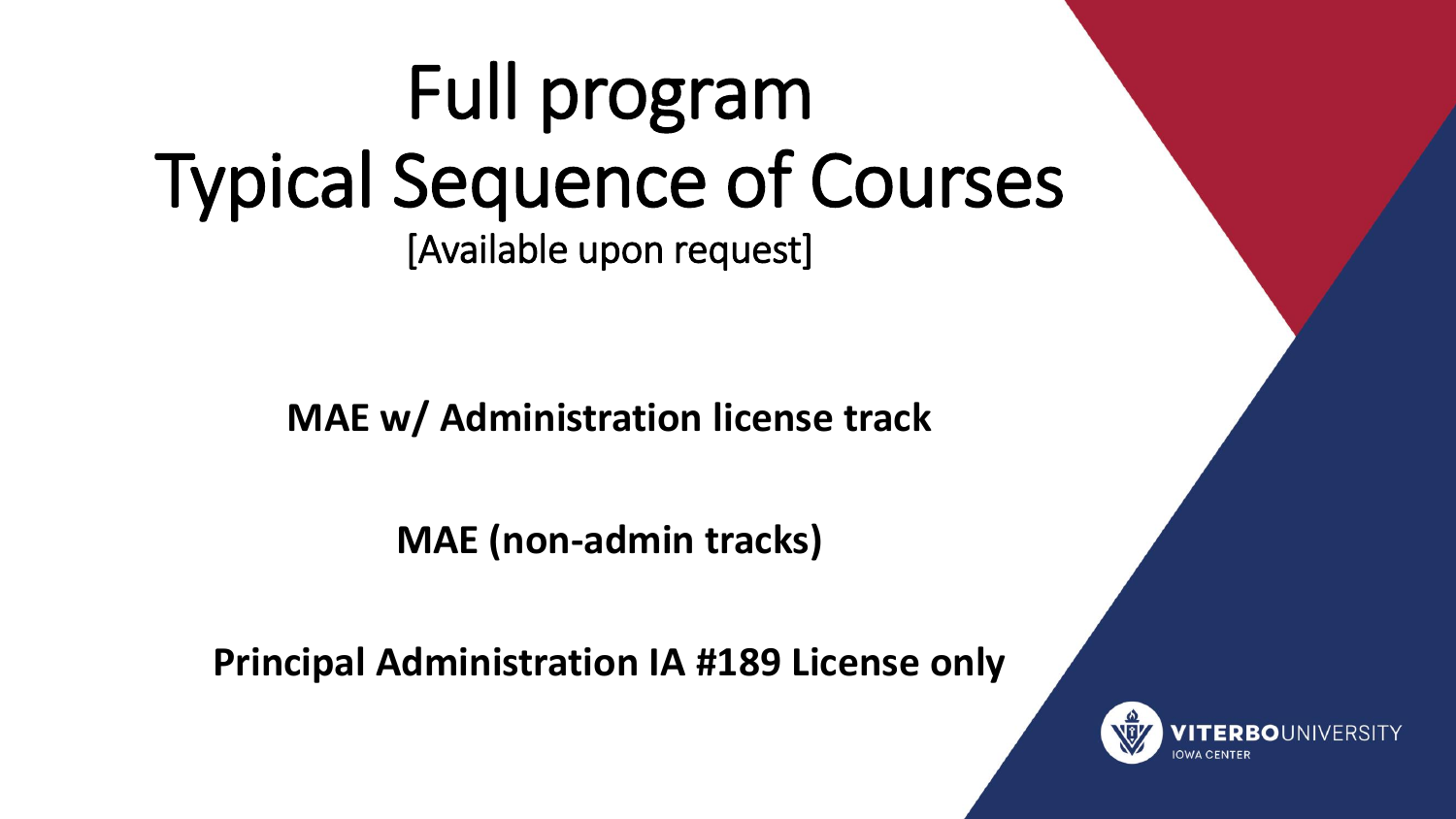# Full program Typical Sequence of Courses

[Available upon request]

**MAE w/ Administration license track**

**MAE (non-admin tracks)**

**Principal Administration IA #189 License only**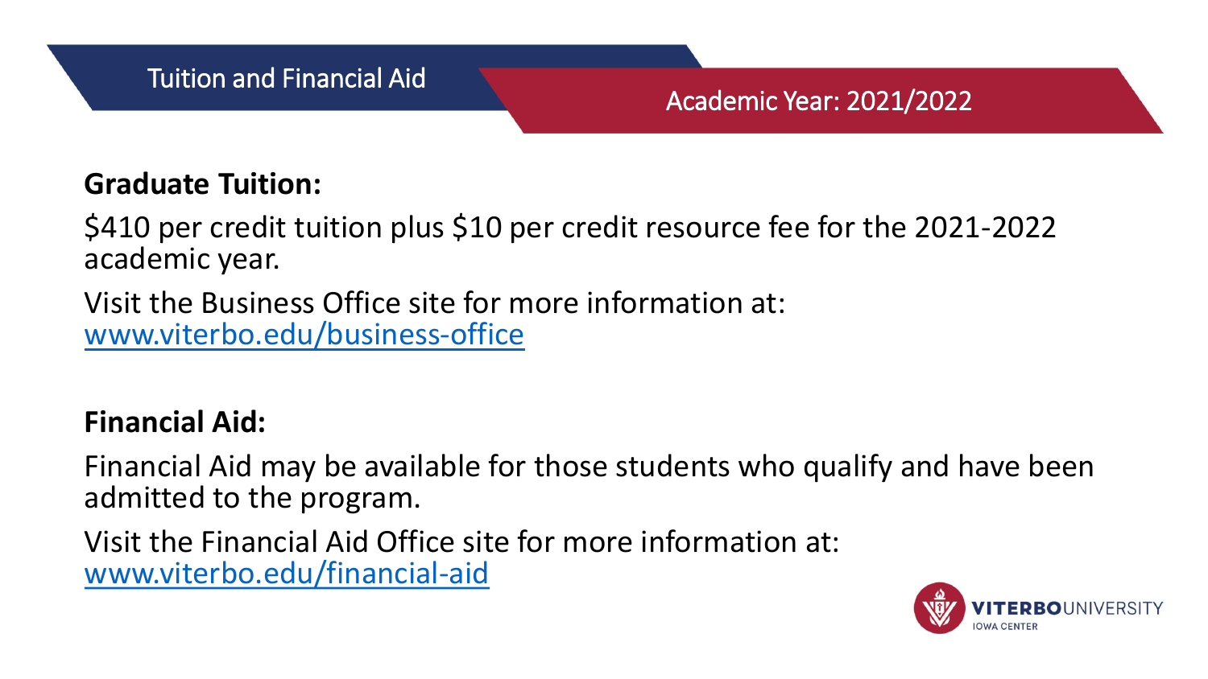# Tuition and Financial Aid

## Academic Year: 2021/2022

**Graduate Tuition:**

$410 per credit tuition plus $10 per credit resource fee for the 2021-2022 academic year.

Visit the Business Office site for more information at: [www.viterbo.edu/business-office](www.viterbo.edu/business-office)

**Financial Aid:**

Financial Aid may be available for those students who qualify and have been admitted to the program.

Visit the Financial Aid Office site for more information at: [www.viterbo.edu/financial-aid](www.viterbo.edu/financial-aid)

VITERBO UNIVERSITY IOWA CENTER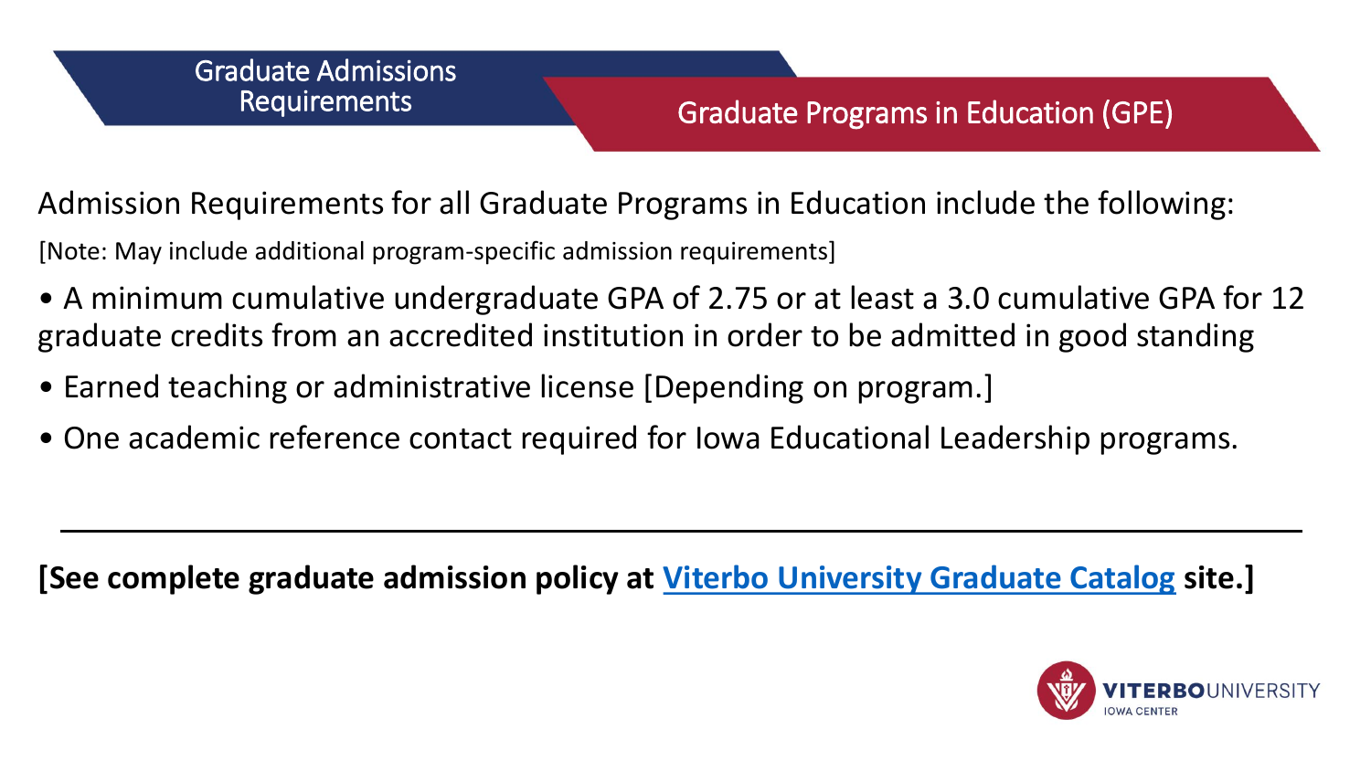## Graduate Admissions Requirements

## Graduate Programs in Education (GPE)

Admission Requirements for all Graduate Programs in Education include the following:

[Note: May include additional program-specific admission requirements]

- A minimum cumulative undergraduate GPA of 2.75 or at least a 3.0 cumulative GPA for 12 graduate credits from an accredited institution in order to be admitted in good standing
- Earned teaching or administrative license [Depending on program.]
- One academic reference contact required for Iowa Educational Leadership programs.

---

**[See complete graduate admission policy at Viterbo University Graduate Catalog site.]**

VITERBO UNIVERSITY IOWA CENTER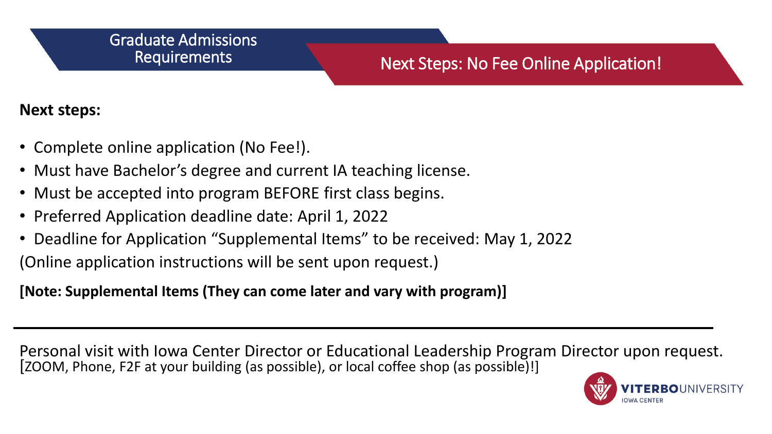## Graduate Admissions Requirements

## Next Steps: No Fee Online Application!

**Next steps:**

- Complete online application (No Fee!).
- Must have Bachelor's degree and current IA teaching license.
- Must be accepted into program BEFORE first class begins.
- Preferred Application deadline date: April 1, 2022
- Deadline for Application "Supplemental Items" to be received: May 1, 2022

(Online application instructions will be sent upon request.)

**[Note: Supplemental Items (They can come later and vary with program)]**

---

Personal visit with Iowa Center Director or Educational Leadership Program Director upon request.
[ZOOM, Phone, F2F at your building (as possible), or local coffee shop (as possible)!]

VITERBO UNIVERSITY
IOWA CENTER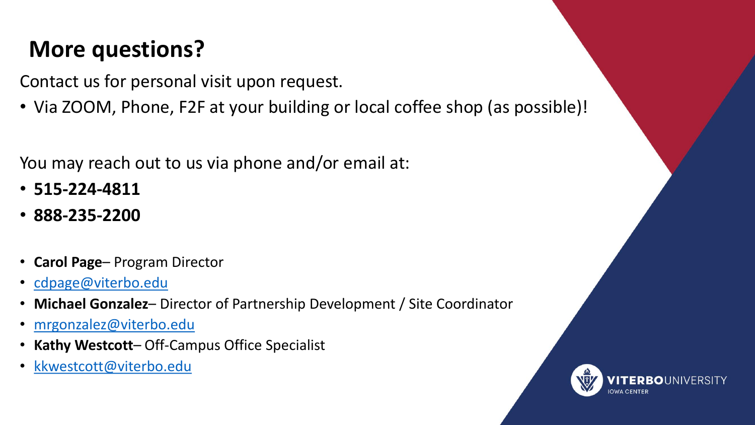# More questions?

Contact us for personal visit upon request.

- Via ZOOM, Phone, F2F at your building or local coffee shop (as possible)!

You may reach out to us via phone and/or email at:

- **515-224-4811**
- **888-235-2200**

- **Carol Page**– Program Director
- cdpage@viterbo.edu
- **Michael Gonzalez**– Director of Partnership Development / Site Coordinator
- mrgonzalez@viterbo.edu
- **Kathy Westcott**– Off-Campus Office Specialist
- kkwestcott@viterbo.edu

VITERBO UNIVERSITY
IOWA CENTER